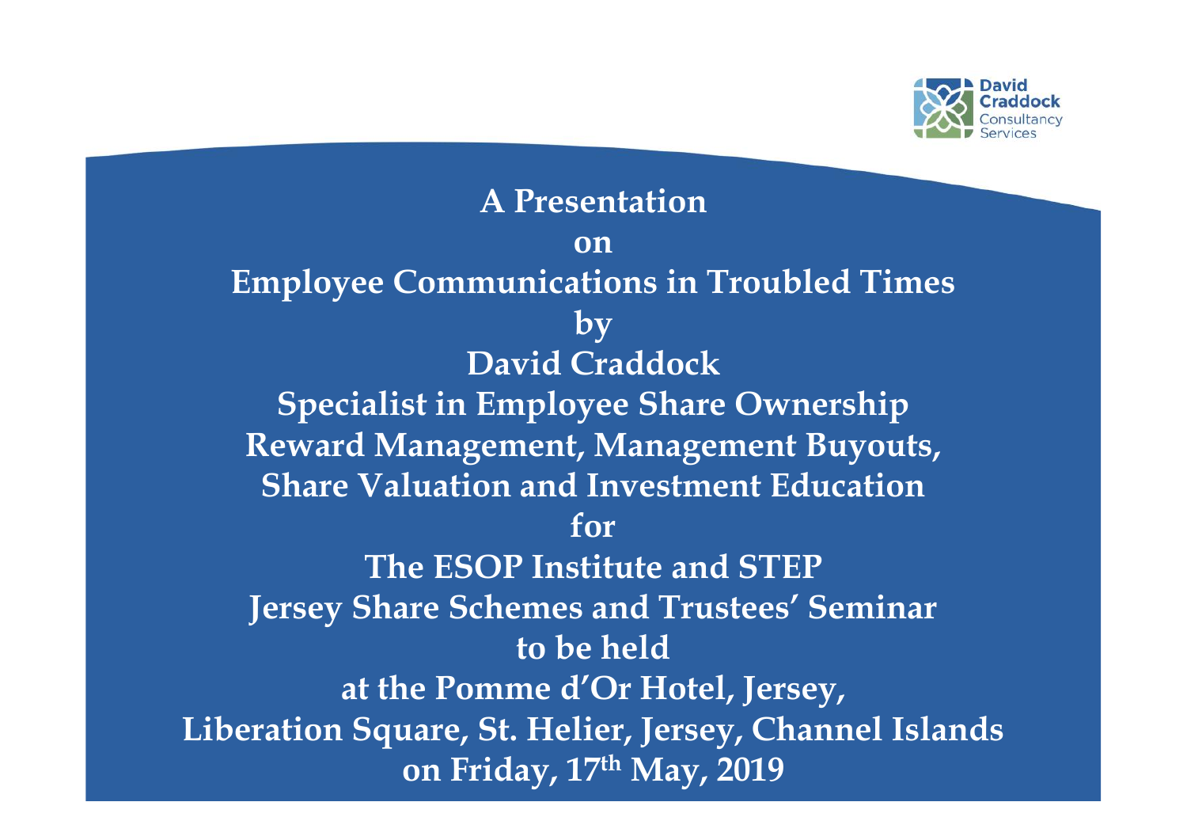David Craddock Consultancy Services

# A Presentation
## on
# Employee Communications in Troubled Times
## by
## David Craddock
**Specialist in Employee Share Ownership Reward Management, Management Buyouts, Share Valuation and Investment Education**

**for**

**The ESOP Institute and STEP**

**Jersey Share Schemes and Trustees' Seminar**

**to be held**

**at the Pomme d'Or Hotel, Jersey,**

**Liberation Square, St. Helier, Jersey, Channel Islands**

**on Friday, 17th May, 2019**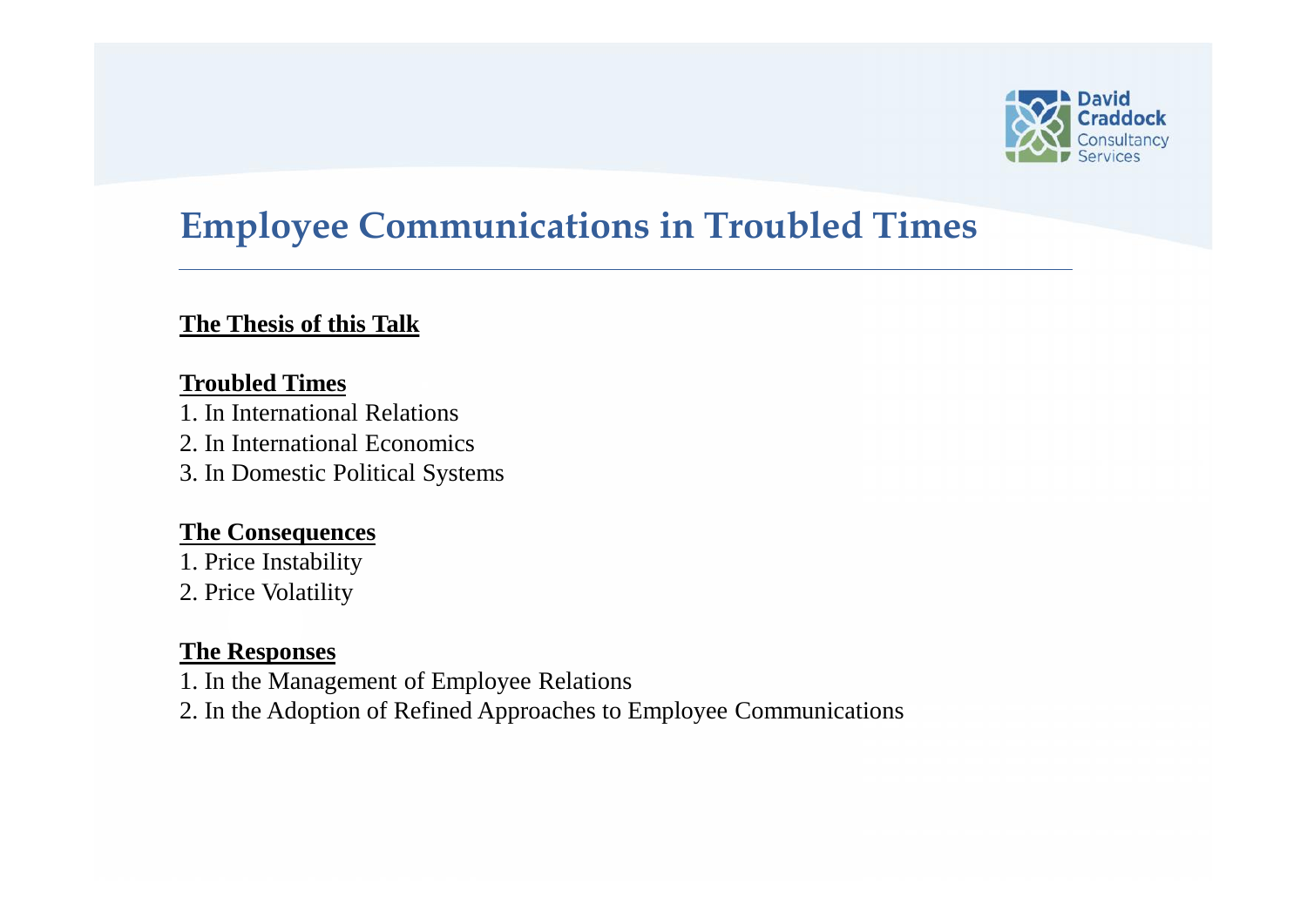# Employee Communications in Troubled Times

**The Thesis of this Talk**

**Troubled Times**

1. In International Relations
2. In International Economics
3. In Domestic Political Systems

**The Consequences**

1. Price Instability
2. Price Volatility

**The Responses**

1. In the Management of Employee Relations
2. In the Adoption of Refined Approaches to Employee Communications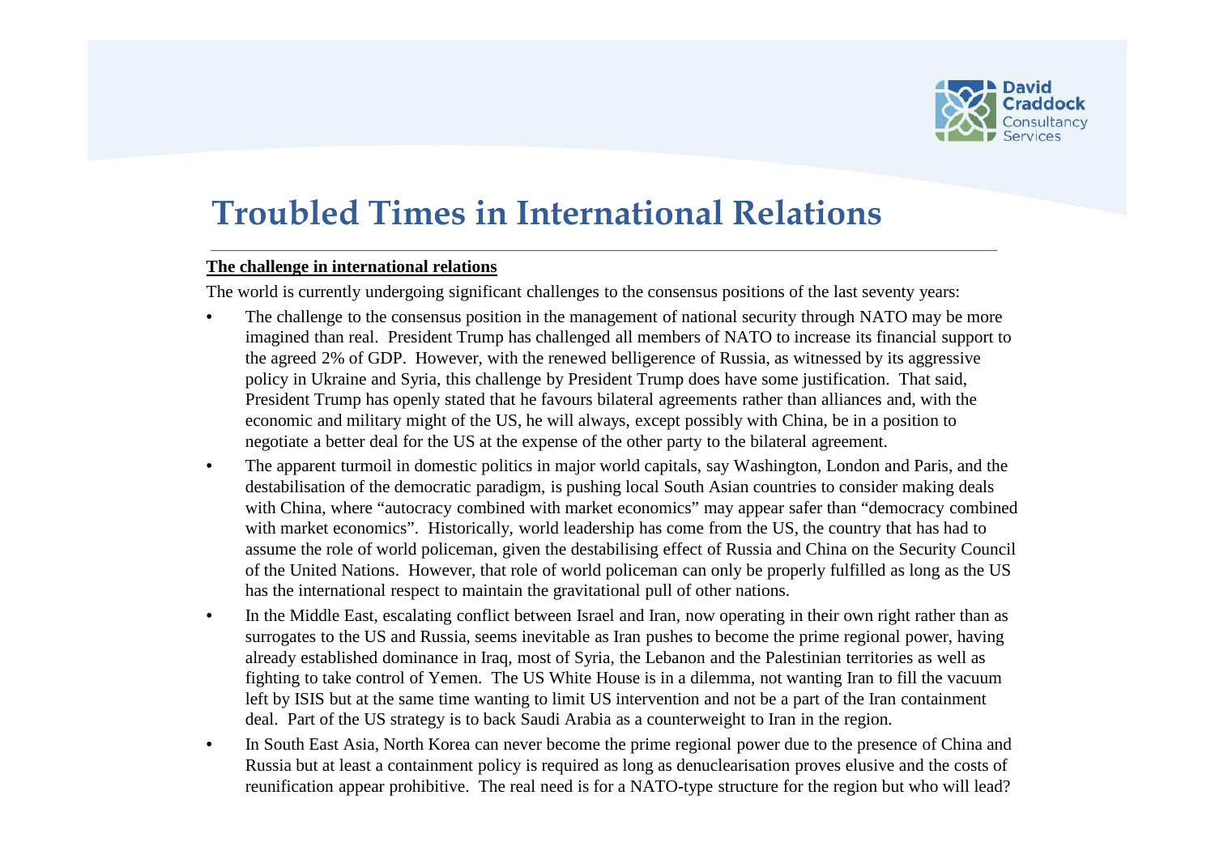# Troubled Times in International Relations

**The challenge in international relations**

The world is currently undergoing significant challenges to the consensus positions of the last seventy years:

- The challenge to the consensus position in the management of national security through NATO may be more imagined than real. President Trump has challenged all members of NATO to increase its financial support to the agreed 2% of GDP. However, with the renewed belligerence of Russia, as witnessed by its aggressive policy in Ukraine and Syria, this challenge by President Trump does have some justification. That said, President Trump has openly stated that he favours bilateral agreements rather than alliances and, with the economic and military might of the US, he will always, except possibly with China, be in a position to negotiate a better deal for the US at the expense of the other party to the bilateral agreement.
- The apparent turmoil in domestic politics in major world capitals, say Washington, London and Paris, and the destabilisation of the democratic paradigm, is pushing local South Asian countries to consider making deals with China, where "autocracy combined with market economics" may appear safer than "democracy combined with market economics". Historically, world leadership has come from the US, the country that has had to assume the role of world policeman, given the destabilising effect of Russia and China on the Security Council of the United Nations. However, that role of world policeman can only be properly fulfilled as long as the US has the international respect to maintain the gravitational pull of other nations.
- In the Middle East, escalating conflict between Israel and Iran, now operating in their own right rather than as surrogates to the US and Russia, seems inevitable as Iran pushes to become the prime regional power, having already established dominance in Iraq, most of Syria, the Lebanon and the Palestinian territories as well as fighting to take control of Yemen. The US White House is in a dilemma, not wanting Iran to fill the vacuum left by ISIS but at the same time wanting to limit US intervention and not be a part of the Iran containment deal. Part of the US strategy is to back Saudi Arabia as a counterweight to Iran in the region.
- In South East Asia, North Korea can never become the prime regional power due to the presence of China and Russia but at least a containment policy is required as long as denuclearisation proves elusive and the costs of reunification appear prohibitive. The real need is for a NATO-type structure for the region but who will lead?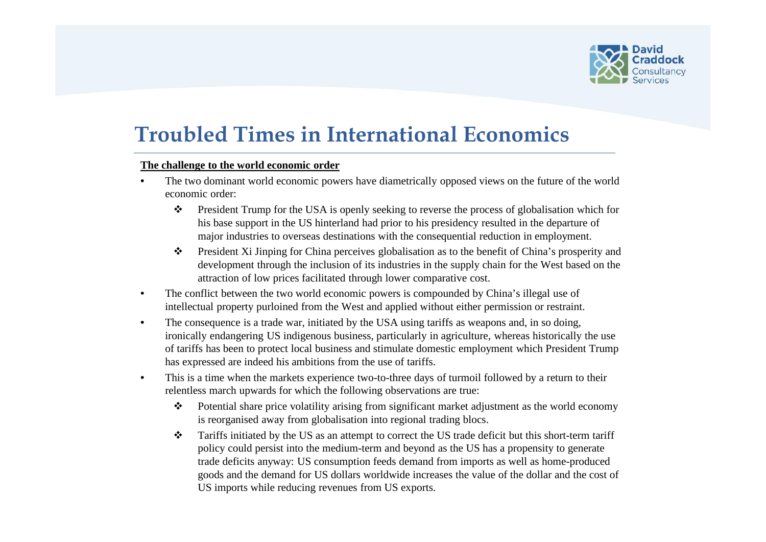# Troubled Times in International Economics

**The challenge to the world economic order**

- The two dominant world economic powers have diametrically opposed views on the future of the world economic order:
    - President Trump for the USA is openly seeking to reverse the process of globalisation which for his base support in the US hinterland had prior to his presidency resulted in the departure of major industries to overseas destinations with the consequential reduction in employment.
    - President Xi Jinping for China perceives globalisation as to the benefit of China's prosperity and development through the inclusion of its industries in the supply chain for the West based on the attraction of low prices facilitated through lower comparative cost.
- The conflict between the two world economic powers is compounded by China's illegal use of intellectual property purloined from the West and applied without either permission or restraint.
- The consequence is a trade war, initiated by the USA using tariffs as weapons and, in so doing, ironically endangering US indigenous business, particularly in agriculture, whereas historically the use of tariffs has been to protect local business and stimulate domestic employment which President Trump has expressed are indeed his ambitions from the use of tariffs.
- This is a time when the markets experience two-to-three days of turmoil followed by a return to their relentless march upwards for which the following observations are true:
    - Potential share price volatility arising from significant market adjustment as the world economy is reorganised away from globalisation into regional trading blocs.
    - Tariffs initiated by the US as an attempt to correct the US trade deficit but this short-term tariff policy could persist into the medium-term and beyond as the US has a propensity to generate trade deficits anyway: US consumption feeds demand from imports as well as home-produced goods and the demand for US dollars worldwide increases the value of the dollar and the cost of US imports while reducing revenues from US exports.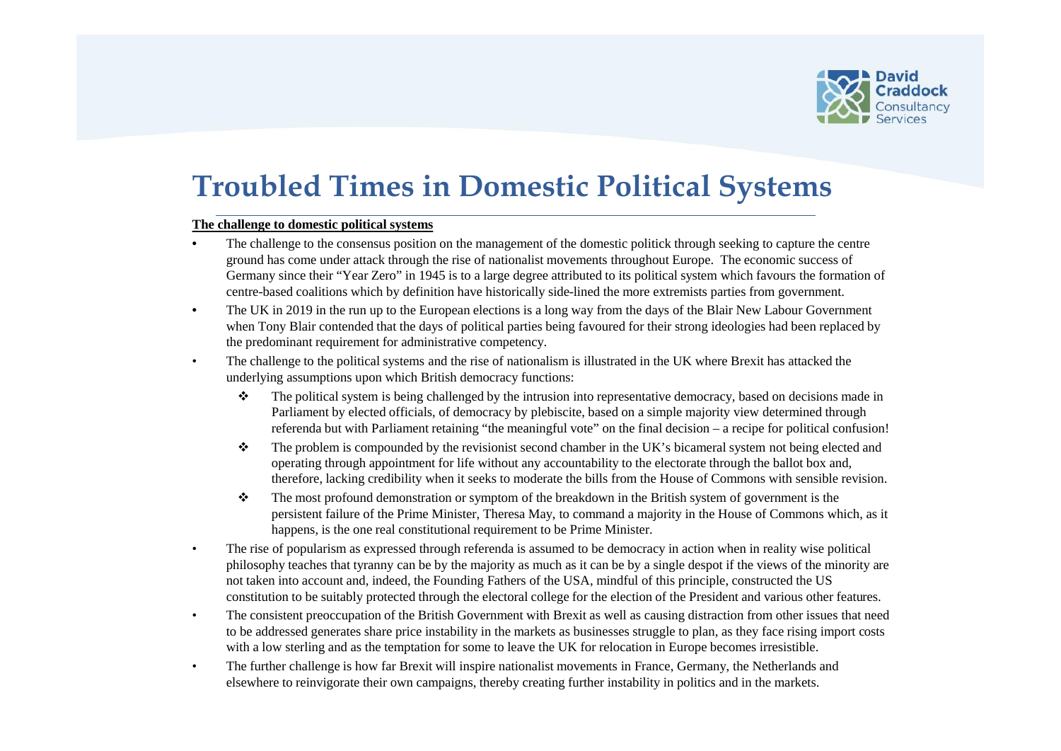# Troubled Times in Domestic Political Systems

**The challenge to domestic political systems**

- The challenge to the consensus position on the management of the domestic politick through seeking to capture the centre ground has come under attack through the rise of nationalist movements throughout Europe. The economic success of Germany since their "Year Zero" in 1945 is to a large degree attributed to its political system which favours the formation of centre-based coalitions which by definition have historically side-lined the more extremists parties from government.
- The UK in 2019 in the run up to the European elections is a long way from the days of the Blair New Labour Government when Tony Blair contended that the days of political parties being favoured for their strong ideologies had been replaced by the predominant requirement for administrative competency.
- The challenge to the political systems and the rise of nationalism is illustrated in the UK where Brexit has attacked the underlying assumptions upon which British democracy functions:
  - The political system is being challenged by the intrusion into representative democracy, based on decisions made in Parliament by elected officials, of democracy by plebiscite, based on a simple majority view determined through referenda but with Parliament retaining "the meaningful vote" on the final decision – a recipe for political confusion!
  - The problem is compounded by the revisionist second chamber in the UK's bicameral system not being elected and operating through appointment for life without any accountability to the electorate through the ballot box and, therefore, lacking credibility when it seeks to moderate the bills from the House of Commons with sensible revision.
  - The most profound demonstration or symptom of the breakdown in the British system of government is the persistent failure of the Prime Minister, Theresa May, to command a majority in the House of Commons which, as it happens, is the one real constitutional requirement to be Prime Minister.
- The rise of popularism as expressed through referenda is assumed to be democracy in action when in reality wise political philosophy teaches that tyranny can be by the majority as much as it can be by a single despot if the views of the minority are not taken into account and, indeed, the Founding Fathers of the USA, mindful of this principle, constructed the US constitution to be suitably protected through the electoral college for the election of the President and various other features.
- The consistent preoccupation of the British Government with Brexit as well as causing distraction from other issues that need to be addressed generates share price instability in the markets as businesses struggle to plan, as they face rising import costs with a low sterling and as the temptation for some to leave the UK for relocation in Europe becomes irresistible.
- The further challenge is how far Brexit will inspire nationalist movements in France, Germany, the Netherlands and elsewhere to reinvigorate their own campaigns, thereby creating further instability in politics and in the markets.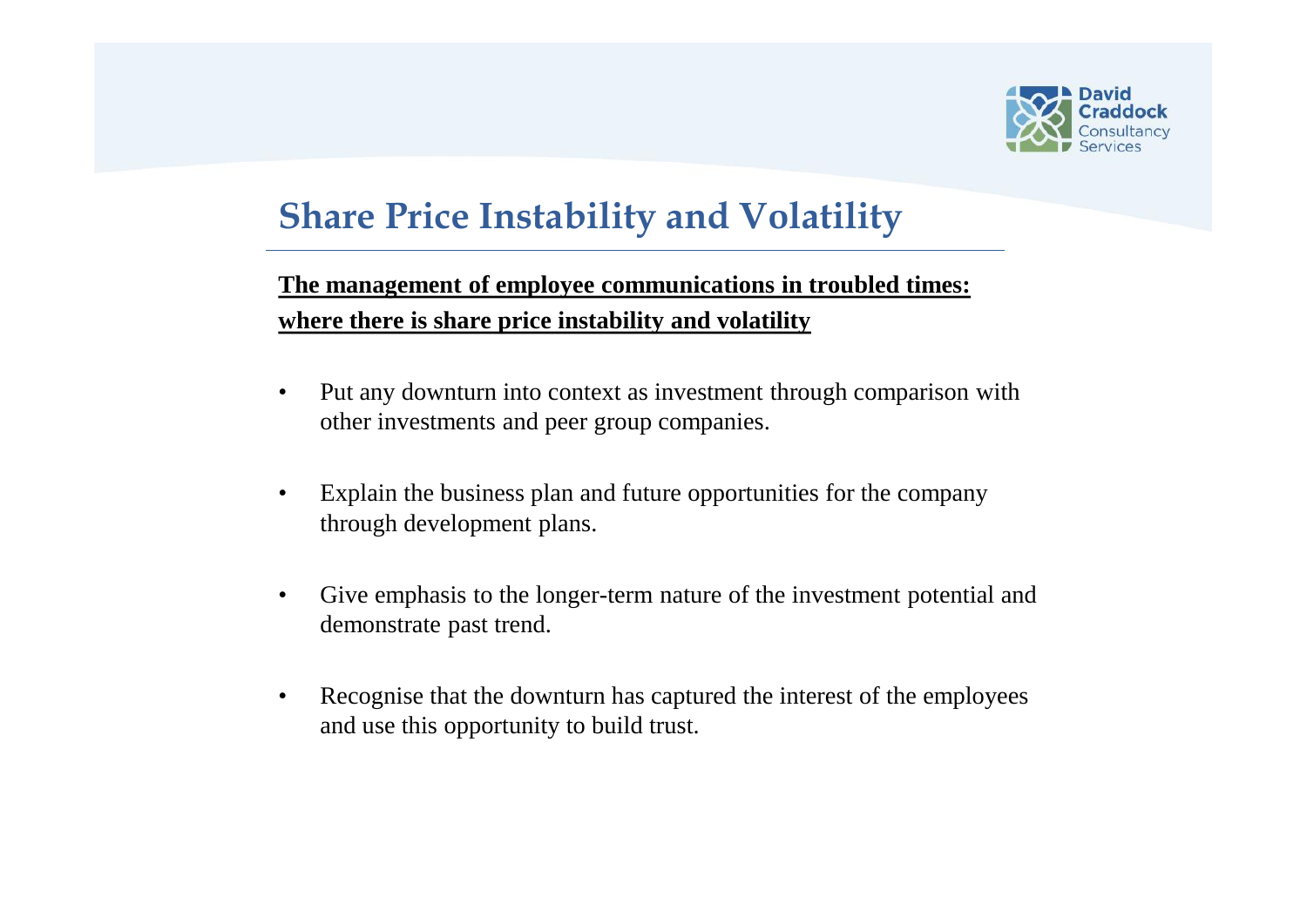# Share Price Instability and Volatility

**The management of employee communications in troubled times: where there is share price instability and volatility**

- Put any downturn into context as investment through comparison with other investments and peer group companies.
- Explain the business plan and future opportunities for the company through development plans.
- Give emphasis to the longer-term nature of the investment potential and demonstrate past trend.
- Recognise that the downturn has captured the interest of the employees and use this opportunity to build trust.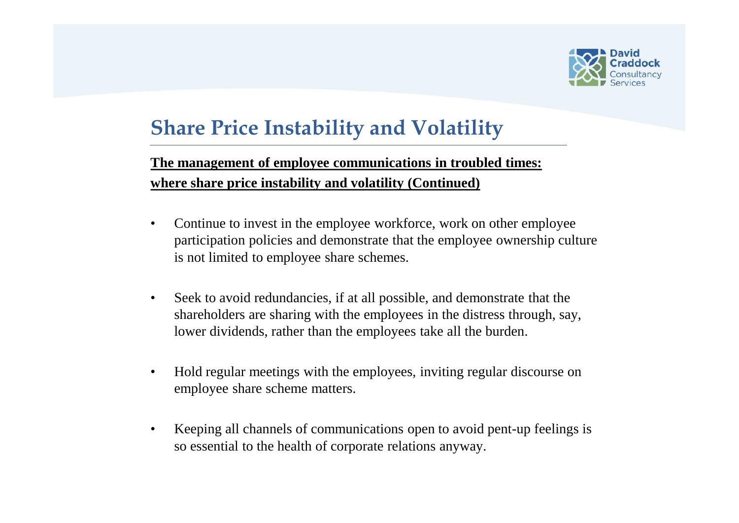# Share Price Instability and Volatility

**The management of employee communications in troubled times: where share price instability and volatility (Continued)**

- Continue to invest in the employee workforce, work on other employee participation policies and demonstrate that the employee ownership culture is not limited to employee share schemes.
- Seek to avoid redundancies, if at all possible, and demonstrate that the shareholders are sharing with the employees in the distress through, say, lower dividends, rather than the employees take all the burden.
- Hold regular meetings with the employees, inviting regular discourse on employee share scheme matters.
- Keeping all channels of communications open to avoid pent-up feelings is so essential to the health of corporate relations anyway.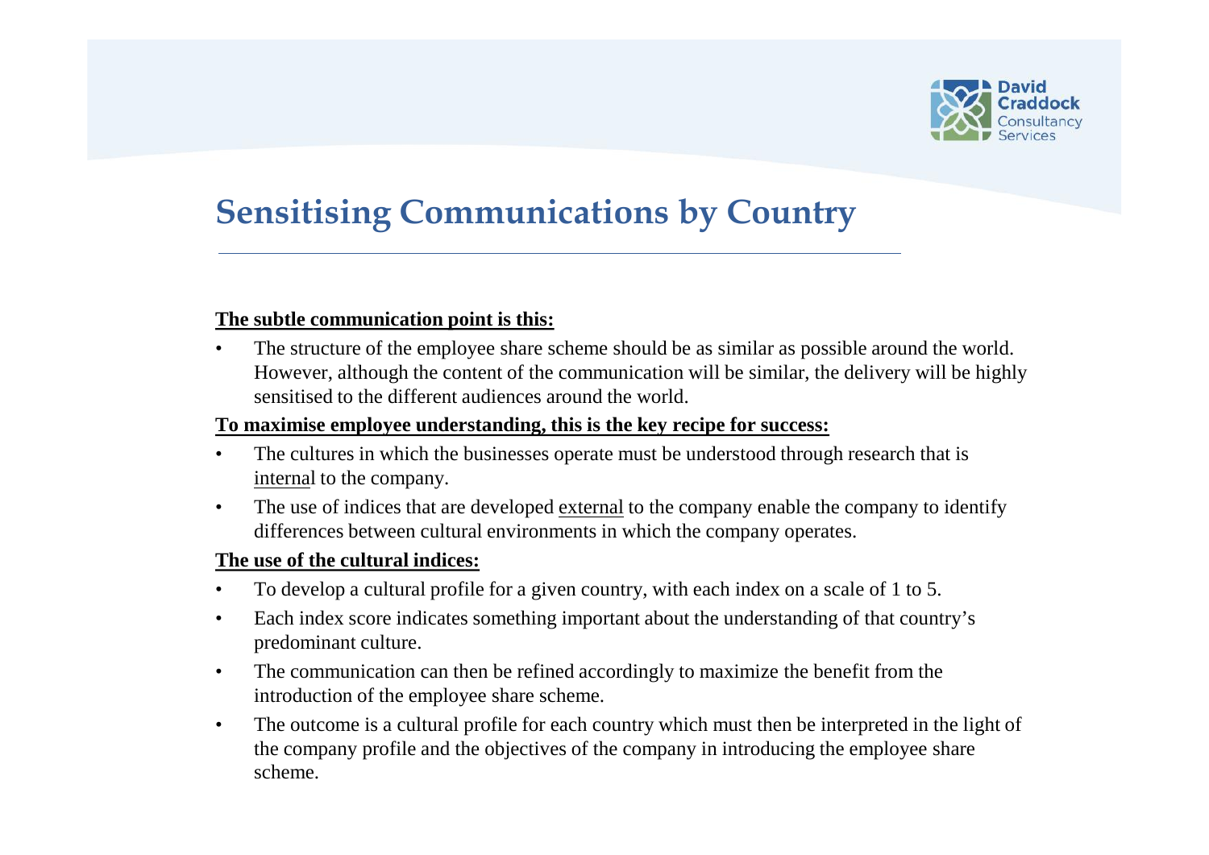# Sensitising Communications by Country

**The subtle communication point is this:**

- The structure of the employee share scheme should be as similar as possible around the world. However, although the content of the communication will be similar, the delivery will be highly sensitised to the different audiences around the world.

**To maximise employee understanding, this is the key recipe for success:**

- The cultures in which the businesses operate must be understood through research that is internal to the company.
- The use of indices that are developed external to the company enable the company to identify differences between cultural environments in which the company operates.

**The use of the cultural indices:**

- To develop a cultural profile for a given country, with each index on a scale of 1 to 5.
- Each index score indicates something important about the understanding of that country's predominant culture.
- The communication can then be refined accordingly to maximize the benefit from the introduction of the employee share scheme.
- The outcome is a cultural profile for each country which must then be interpreted in the light of the company profile and the objectives of the company in introducing the employee share scheme.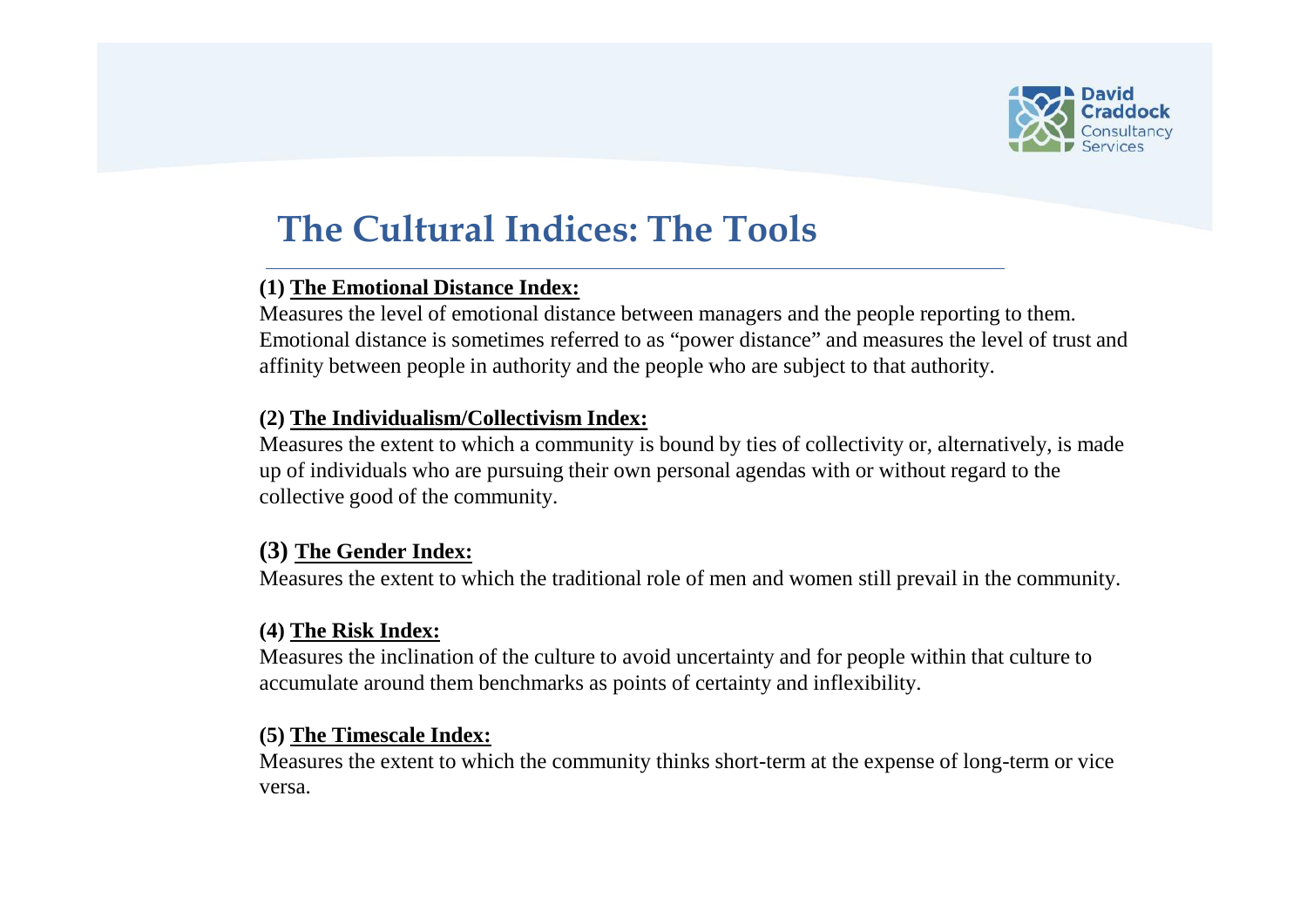# The Cultural Indices: The Tools

**(1) <u>The Emotional Distance Index:</u>**

Measures the level of emotional distance between managers and the people reporting to them. Emotional distance is sometimes referred to as "power distance" and measures the level of trust and affinity between people in authority and the people who are subject to that authority.

**(2) <u>The Individualism/Collectivism Index:</u>**

Measures the extent to which a community is bound by ties of collectivity or, alternatively, is made up of individuals who are pursuing their own personal agendas with or without regard to the collective good of the community.

**(3) <u>The Gender Index:</u>**

Measures the extent to which the traditional role of men and women still prevail in the community.

**(4) <u>The Risk Index:</u>**

Measures the inclination of the culture to avoid uncertainty and for people within that culture to accumulate around them benchmarks as points of certainty and inflexibility.

**(5) <u>The Timescale Index:</u>**

Measures the extent to which the community thinks short-term at the expense of long-term or vice versa.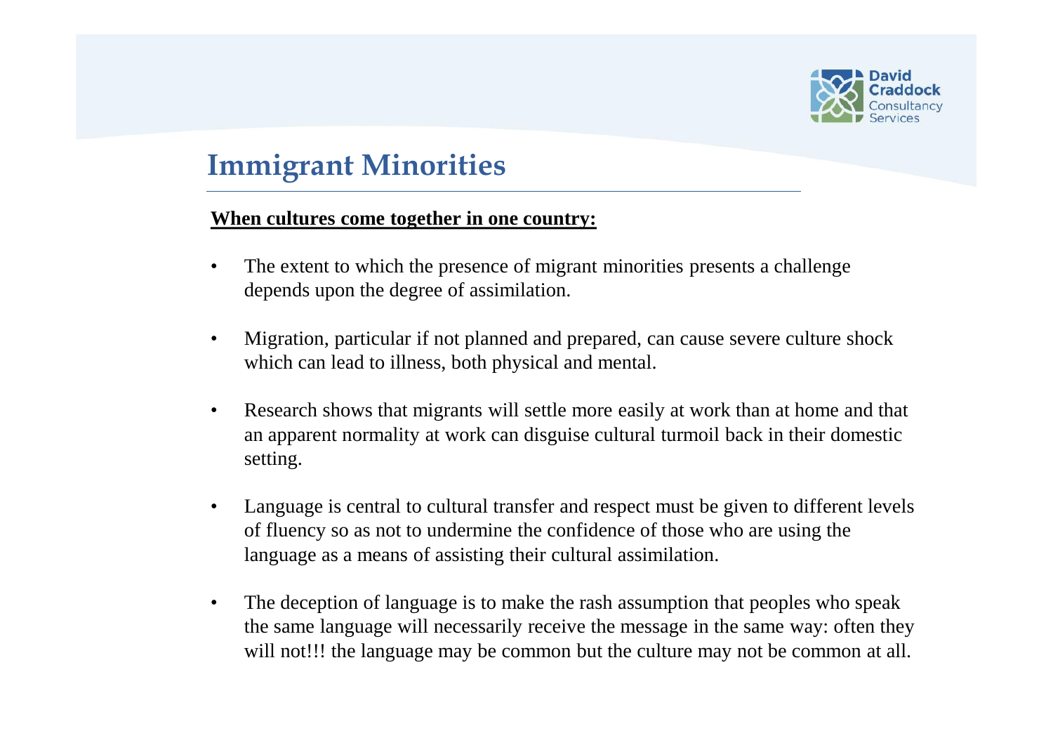# Immigrant Minorities

**When cultures come together in one country:**

- The extent to which the presence of migrant minorities presents a challenge depends upon the degree of assimilation.
- Migration, particular if not planned and prepared, can cause severe culture shock which can lead to illness, both physical and mental.
- Research shows that migrants will settle more easily at work than at home and that an apparent normality at work can disguise cultural turmoil back in their domestic setting.
- Language is central to cultural transfer and respect must be given to different levels of fluency so as not to undermine the confidence of those who are using the language as a means of assisting their cultural assimilation.
- The deception of language is to make the rash assumption that peoples who speak the same language will necessarily receive the message in the same way: often they will not!!! the language may be common but the culture may not be common at all.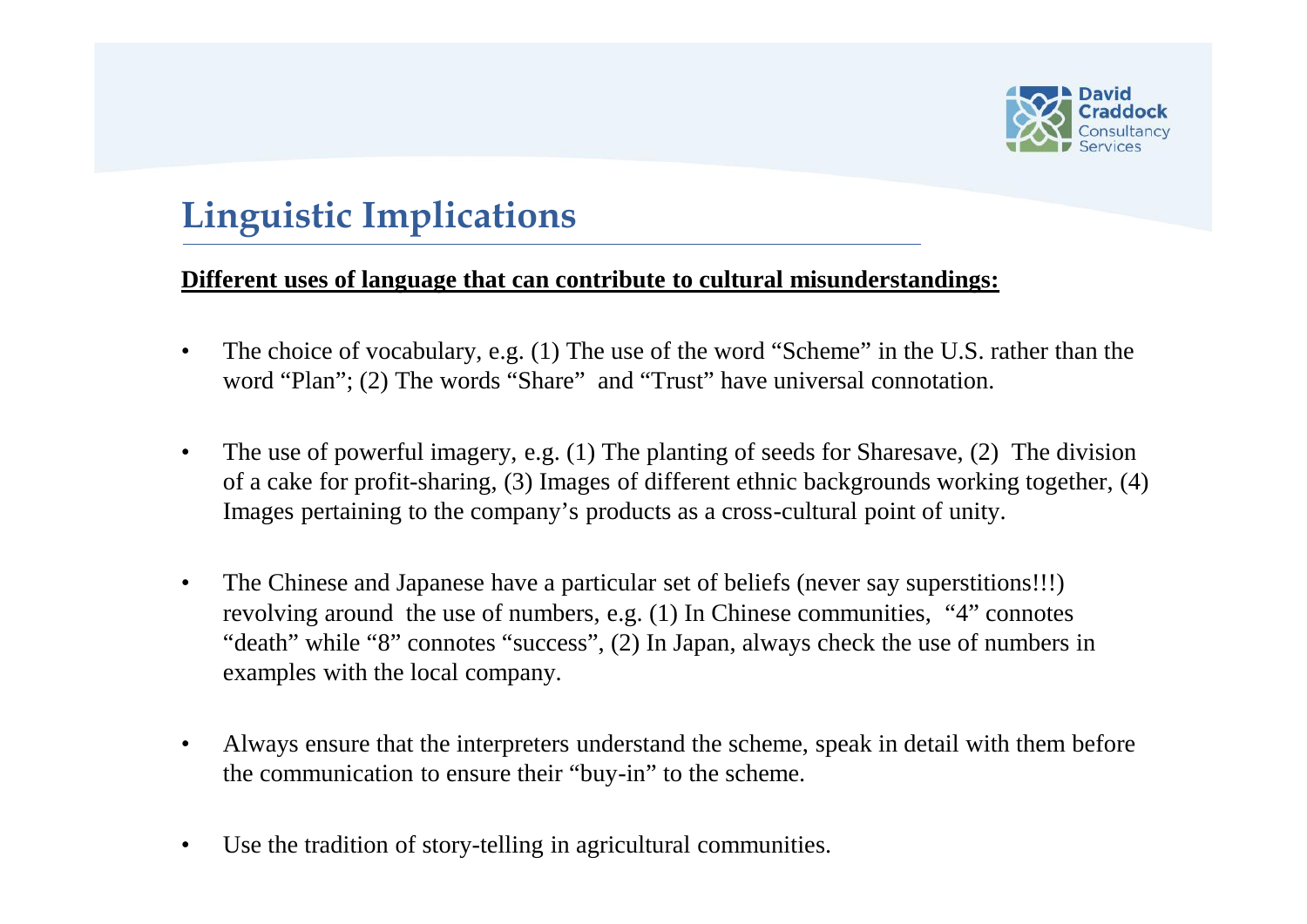# Linguistic Implications

**Different uses of language that can contribute to cultural misunderstandings:**

- The choice of vocabulary, e.g. (1) The use of the word "Scheme" in the U.S. rather than the word "Plan"; (2) The words "Share" and "Trust" have universal connotation.

- The use of powerful imagery, e.g. (1) The planting of seeds for Sharesave, (2) The division of a cake for profit-sharing, (3) Images of different ethnic backgrounds working together, (4) Images pertaining to the company's products as a cross-cultural point of unity.

- The Chinese and Japanese have a particular set of beliefs (never say superstitions!!!) revolving around the use of numbers, e.g. (1) In Chinese communities, "4" connotes "death" while "8" connotes "success", (2) In Japan, always check the use of numbers in examples with the local company.

- Always ensure that the interpreters understand the scheme, speak in detail with them before the communication to ensure their "buy-in" to the scheme.

- Use the tradition of story-telling in agricultural communities.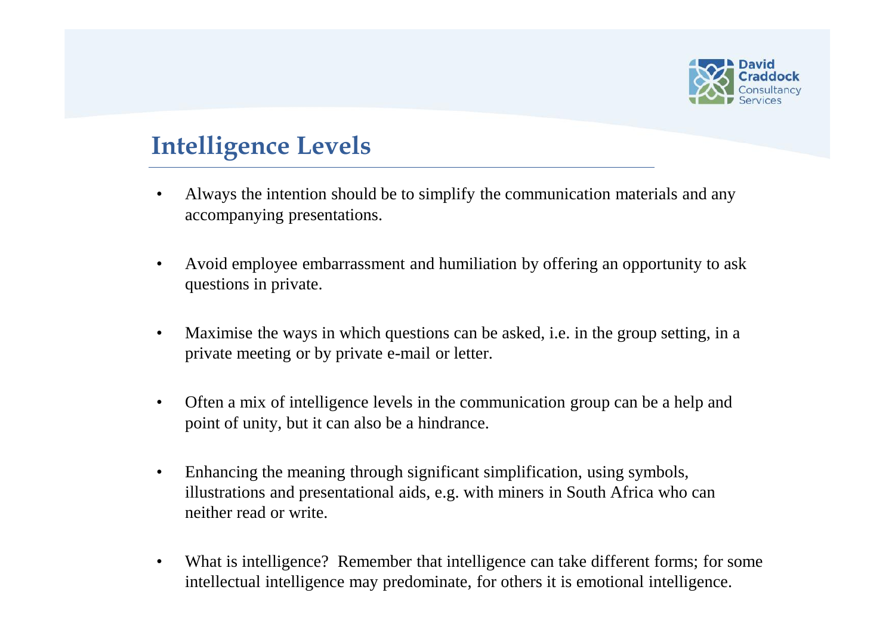# Intelligence Levels

- Always the intention should be to simplify the communication materials and any accompanying presentations.
- Avoid employee embarrassment and humiliation by offering an opportunity to ask questions in private.
- Maximise the ways in which questions can be asked, i.e. in the group setting, in a private meeting or by private e-mail or letter.
- Often a mix of intelligence levels in the communication group can be a help and point of unity, but it can also be a hindrance.
- Enhancing the meaning through significant simplification, using symbols, illustrations and presentational aids, e.g. with miners in South Africa who can neither read or write.
- What is intelligence? Remember that intelligence can take different forms; for some intellectual intelligence may predominate, for others it is emotional intelligence.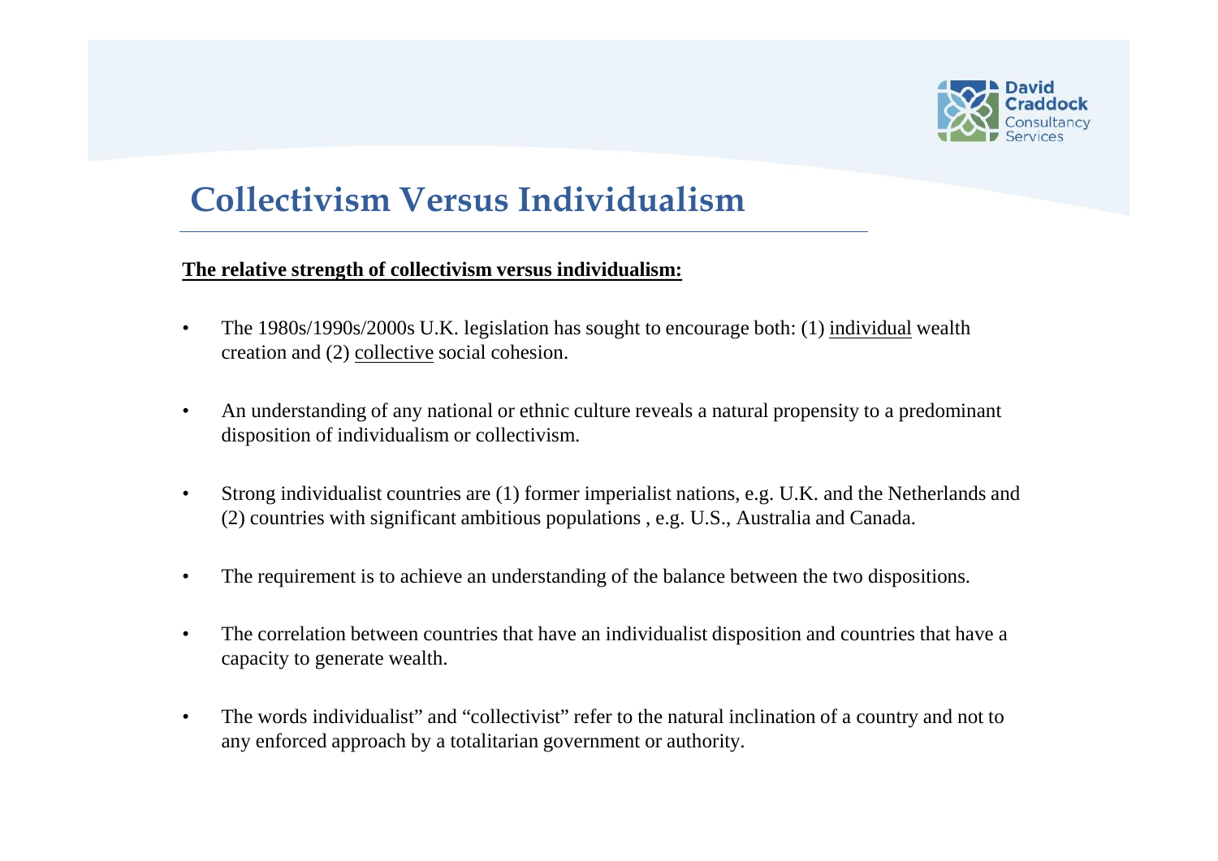# Collectivism Versus Individualism

**<u>The relative strength of collectivism versus individualism:</u>**

- The 1980s/1990s/2000s U.K. legislation has sought to encourage both: (1) <u>individual</u> wealth creation and (2) <u>collective</u> social cohesion.
- An understanding of any national or ethnic culture reveals a natural propensity to a predominant disposition of individualism or collectivism.
- Strong individualist countries are (1) former imperialist nations, e.g. U.K. and the Netherlands and (2) countries with significant ambitious populations , e.g. U.S., Australia and Canada.
- The requirement is to achieve an understanding of the balance between the two dispositions.
- The correlation between countries that have an individualist disposition and countries that have a capacity to generate wealth.
- The words individualist" and "collectivist" refer to the natural inclination of a country and not to any enforced approach by a totalitarian government or authority.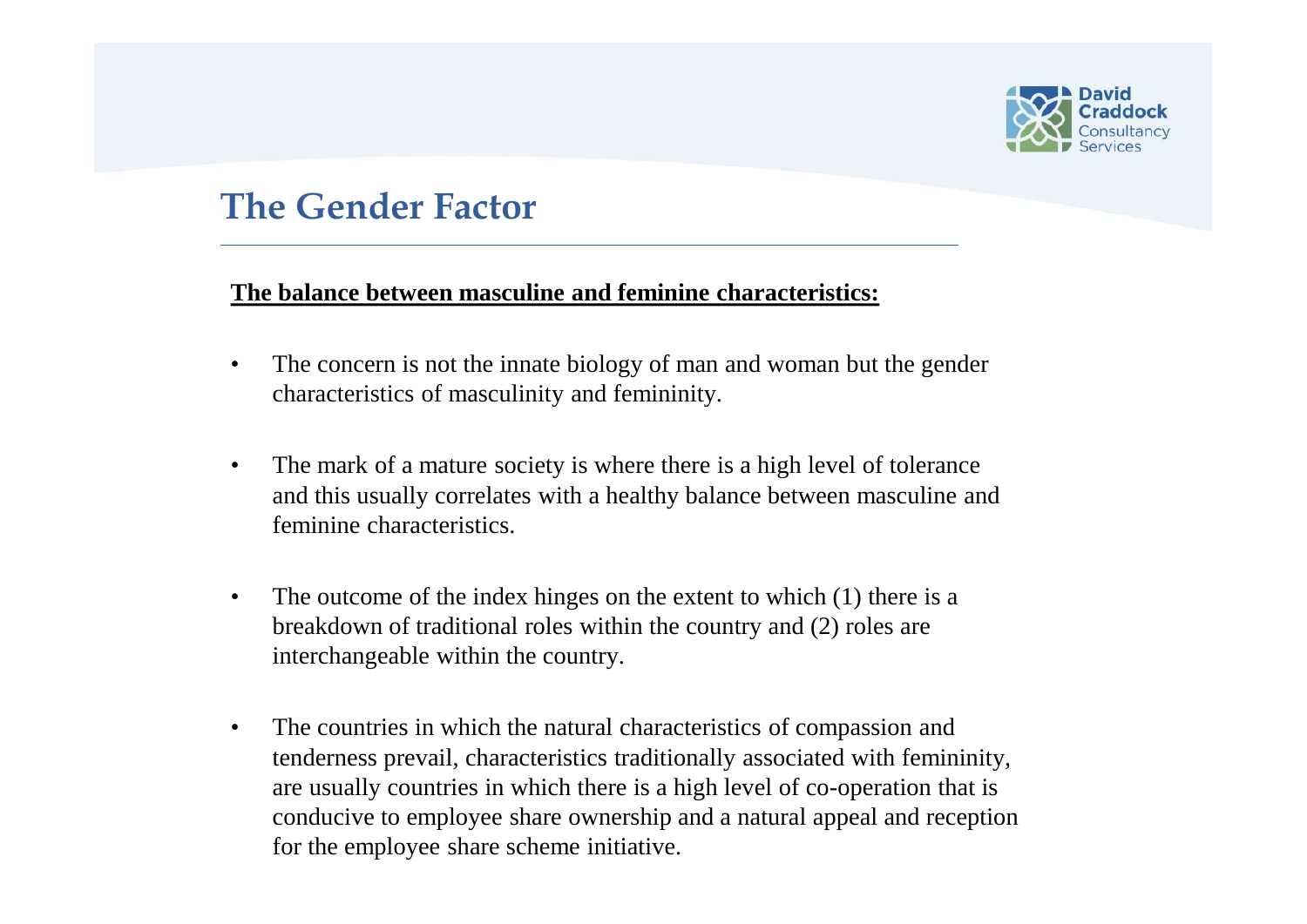# The Gender Factor

**<u>The balance between masculine and feminine characteristics:</u>**

- The concern is not the innate biology of man and woman but the gender characteristics of masculinity and femininity.
- The mark of a mature society is where there is a high level of tolerance and this usually correlates with a healthy balance between masculine and feminine characteristics.
- The outcome of the index hinges on the extent to which (1) there is a breakdown of traditional roles within the country and (2) roles are interchangeable within the country.
- The countries in which the natural characteristics of compassion and tenderness prevail, characteristics traditionally associated with femininity, are usually countries in which there is a high level of co-operation that is conducive to employee share ownership and a natural appeal and reception for the employee share scheme initiative.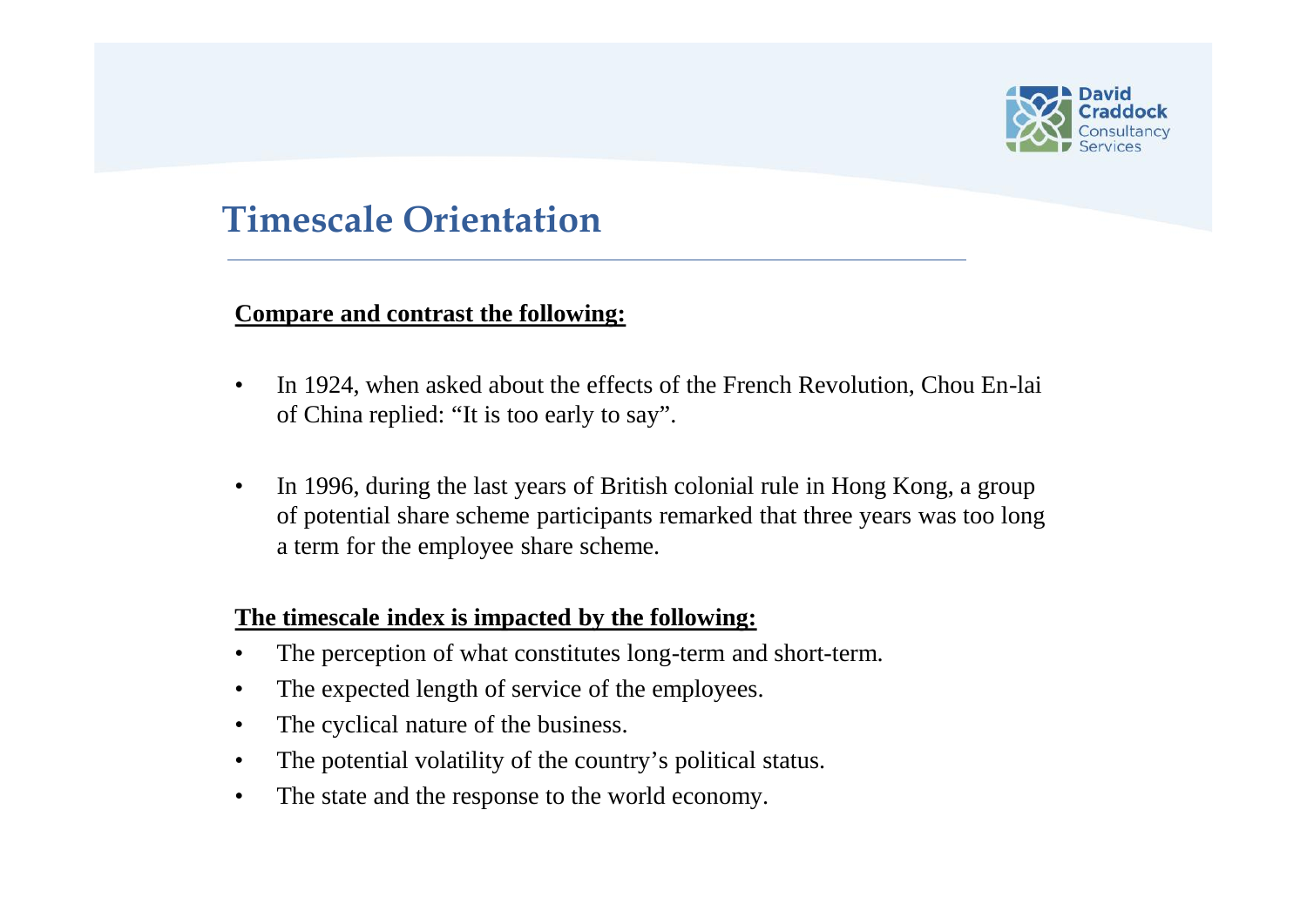# Timescale Orientation

**Compare and contrast the following:**

- In 1924, when asked about the effects of the French Revolution, Chou En-lai of China replied: “It is too early to say”.
- In 1996, during the last years of British colonial rule in Hong Kong, a group of potential share scheme participants remarked that three years was too long a term for the employee share scheme.

**The timescale index is impacted by the following:**

- The perception of what constitutes long-term and short-term.
- The expected length of service of the employees.
- The cyclical nature of the business.
- The potential volatility of the country’s political status.
- The state and the response to the world economy.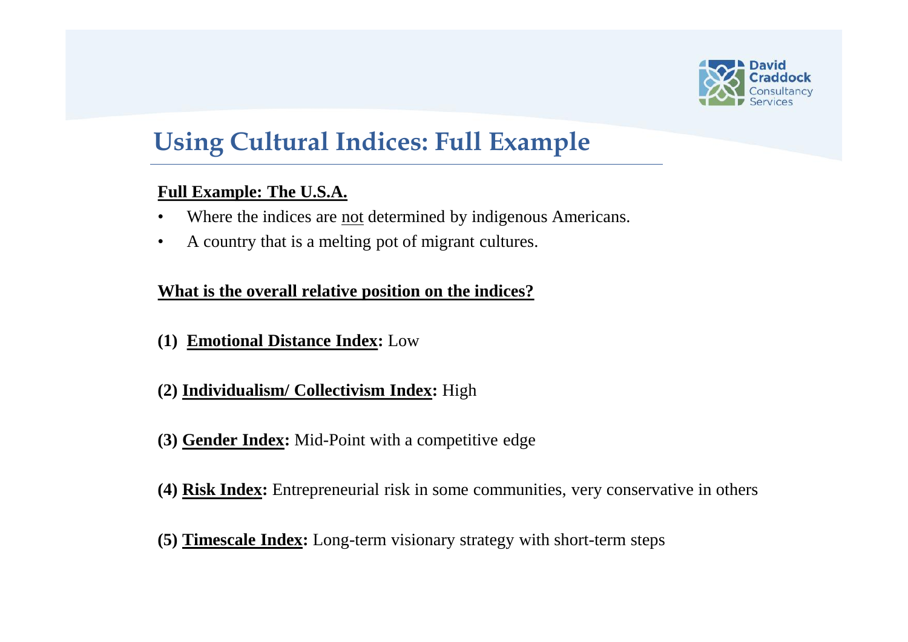# Using Cultural Indices: Full Example

**Full Example: The U.S.A.**

- Where the indices are not determined by indigenous Americans.
- A country that is a melting pot of migrant cultures.

**What is the overall relative position on the indices?**

**(1) Emotional Distance Index:** Low

**(2) Individualism/ Collectivism Index:** High

**(3) Gender Index:** Mid-Point with a competitive edge

**(4) Risk Index:** Entrepreneurial risk in some communities, very conservative in others

**(5) Timescale Index:** Long-term visionary strategy with short-term steps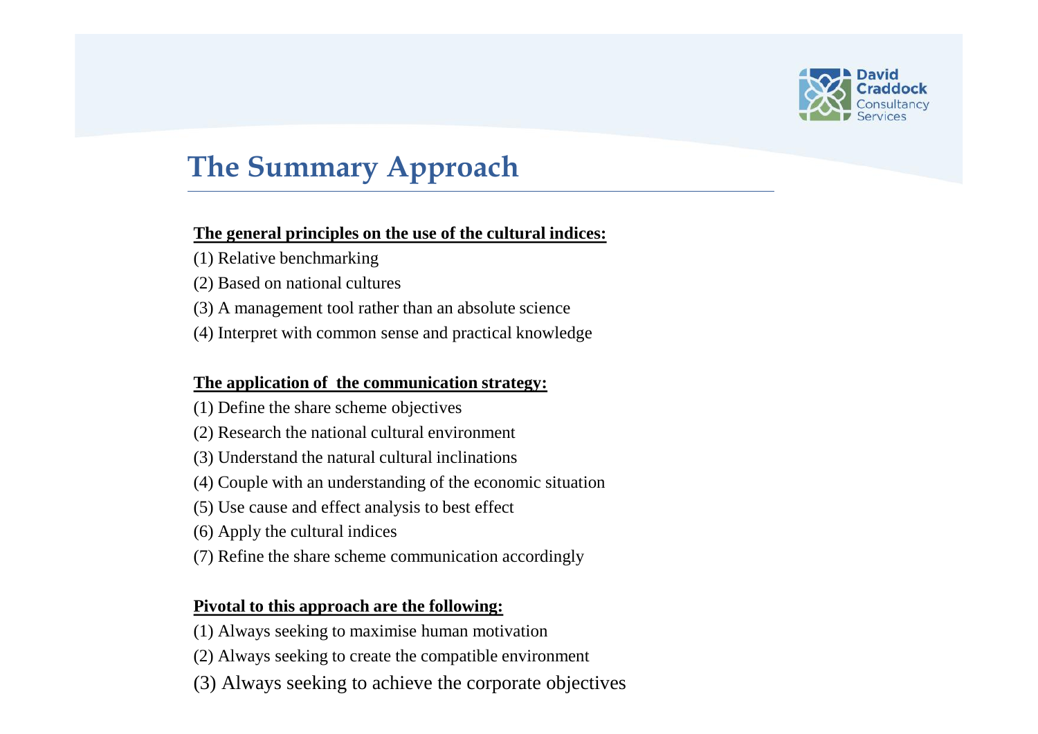# The Summary Approach

**The general principles on the use of the cultural indices:**

(1) Relative benchmarking

(2) Based on national cultures

(3) A management tool rather than an absolute science

(4) Interpret with common sense and practical knowledge

**The application of the communication strategy:**

(1) Define the share scheme objectives

(2) Research the national cultural environment

(3) Understand the natural cultural inclinations

(4) Couple with an understanding of the economic situation

(5) Use cause and effect analysis to best effect

(6) Apply the cultural indices

(7) Refine the share scheme communication accordingly

**Pivotal to this approach are the following:**

(1) Always seeking to maximise human motivation

(2) Always seeking to create the compatible environment

(3) Always seeking to achieve the corporate objectives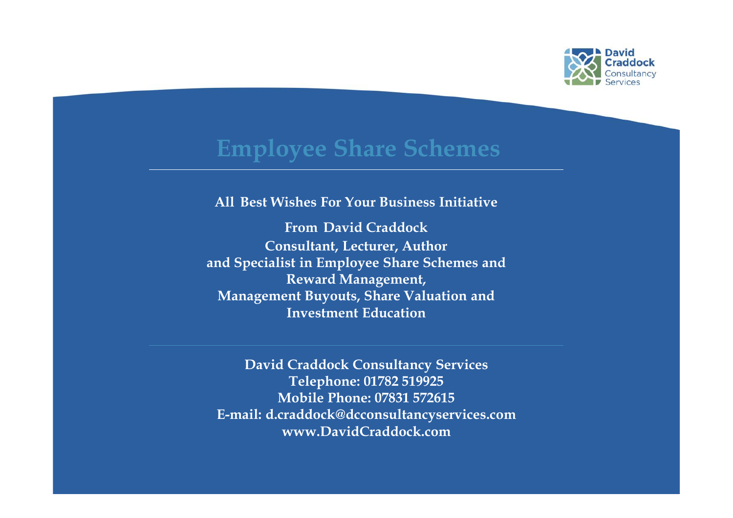David Craddock Consultancy Services

# Employee Share Schemes

**All Best Wishes For Your Business Initiative**

**From David Craddock**
**Consultant, Lecturer, Author**
**and Specialist in Employee Share Schemes and Reward Management,**
**Management Buyouts, Share Valuation and Investment Education**

**David Craddock Consultancy Services**
**Telephone: 01782 519925**
**Mobile Phone: 07831 572615**
**E-mail: d.craddock@dcconsultancyservices.com**
**www.DavidCraddock.com**